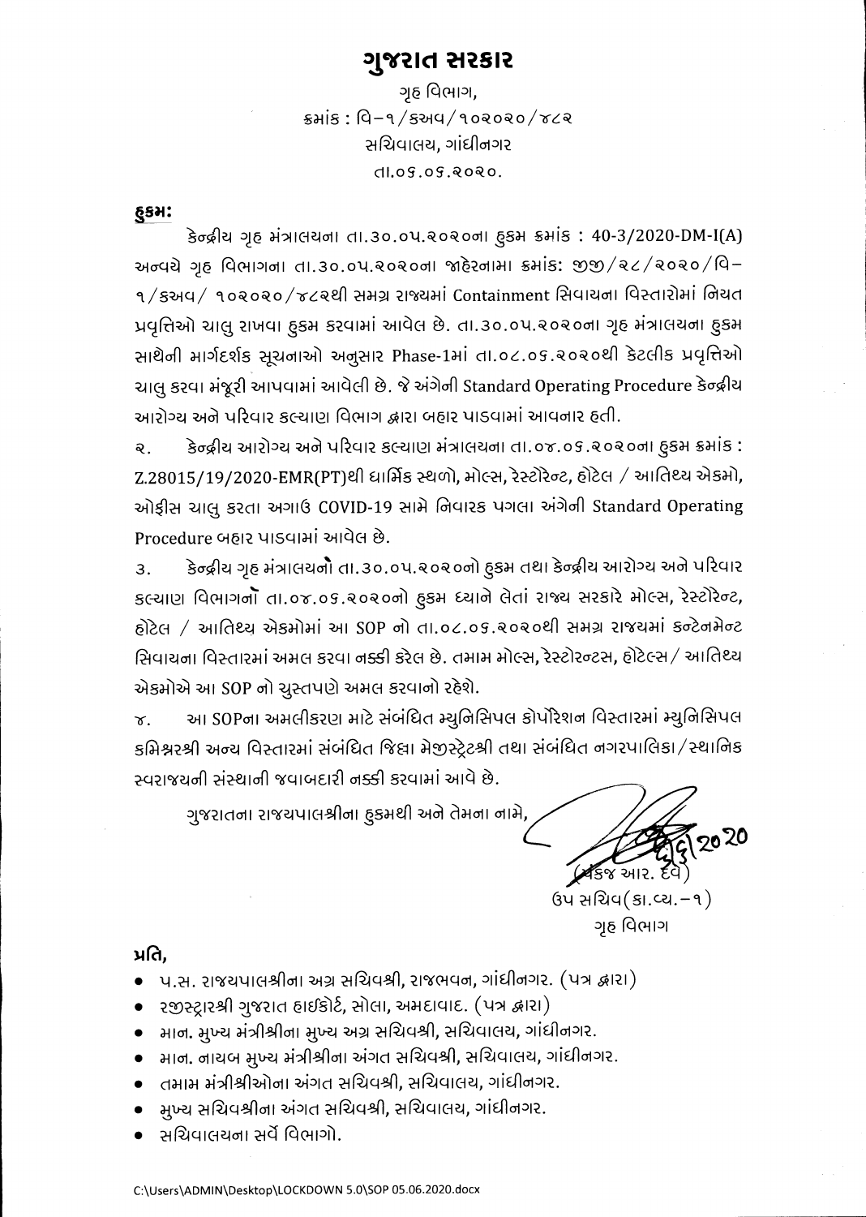# ગુજરાત સરકાર

ગૃહ વિભાગ,
ક્રમાંક : વિ–૧/કઅવ/૧૦૨૦૨૦/૪૮૨
સચિવાલય, ગાંધીનગર
તા.૦૬.૦૬.૨૦૨૦.

**હુકમ:**

કેન્દ્રીય ગૃહ મંત્રાલયના તા.૩૦.૦૫.૨૦૨૦ના હુકમ ક્રમાંક : 40-3/2020-DM-I(A) અન્વયે ગૃહ વિભાગના તા.૩૦.૦૫.૨૦૨૦ના જાહેરનામા ક્રમાંક: જીજી/૨૮/૨૦૨૦/વિ–૧/કઅવ/ ૧૦૨૦૨૦/૪૮૨થી સમગ્ર રાજ્યમાં Containment સિવાયના વિસ્તારોમાં નિયત પ્રવૃત્તિઓ ચાલુ રાખવા હુકમ કરવામાં આવેલ છે. તા.૩૦.૦૫.૨૦૨૦ના ગૃહ મંત્રાલયના હુકમ સાથેની માર્ગદર્શક સૂચનાઓ અનુસાર Phase-1માં તા.૦૮.૦૬.૨૦૨૦થી કેટલીક પ્રવૃત્તિઓ ચાલુ કરવા મંજૂરી આપવામાં આવેલી છે. જે અંગેની Standard Operating Procedure કેન્દ્રીય આરોગ્ય અને પરિવાર કલ્યાણ વિભાગ દ્વારા બહાર પાડવામાં આવનાર હતી.

૨. કેન્દ્રીય આરોગ્ય અને પરિવાર કલ્યાણ મંત્રાલયના તા.૦૪.૦૬.૨૦૨૦ના હુકમ ક્રમાંક : Z.28015/19/2020-EMR(PT)થી ધાર્મિક સ્થળો, મોલ્સ, રેસ્ટોરેન્ટ, હોટેલ / આતિથ્ય એકમો, ઓફીસ ચાલુ કરતા અગાઉ COVID-19 સામે નિવારક પગલા અંગેની Standard Operating Procedure બહાર પાડવામાં આવેલ છે.

૩. કેન્દ્રીય ગૃહ મંત્રાલયનો તા.૩૦.૦૫.૨૦૨૦નો હુકમ તથા કેન્દ્રીય આરોગ્ય અને પરિવાર કલ્યાણ વિભાગનો તા.૦૪.૦૬.૨૦૨૦નો હુકમ ધ્યાને લેતાં રાજ્ય સરકારે મોલ્સ, રેસ્ટોરેન્ટ, હોટેલ / આતિથ્ય એકમોમાં આ SOP નો તા.૦૮.૦૬.૨૦૨૦થી સમગ્ર રાજ્યમાં કન્ટેનમેન્ટ સિવાયના વિસ્તારમાં અમલ કરવા નક્કી કરેલ છે. તમામ મોલ્સ, રેસ્ટોરન્ટસ, હોટેલ્સ / આતિથ્ય એકમોએ આ SOP નો ચુસ્તપણે અમલ કરવાનો રહેશે.

૪. આ SOPના અમલીકરણ માટે સંબંધિત મ્યુનિસિપલ કોર્પોરેશન વિસ્તારમાં મ્યુનિસિપલ કમિશ્નરશ્રી અન્ય વિસ્તારમાં સંબંધિત જિલ્લા મેજીસ્ટ્રેટશ્રી તથા સંબંધિત નગરપાલિકા/સ્થાનિક સ્વરાજયની સંસ્થાની જવાબદારી નક્કી કરવામાં આવે છે.

ગુજરાતના રાજ્યપાલશ્રીના હુકમથી અને તેમના નામે,

(પંકજ આર. દવે)
ઉપ સચિવ(કા.વ્ય.–૧)
ગૃહ વિભાગ

**પ્રતિ,**

- પ.સ. રાજ્યપાલશ્રીના અગ્ર સચિવશ્રી, રાજભવન, ગાંધીનગર. (પત્ર દ્વારા)
- રજીસ્ટ્રારશ્રી ગુજરાત હાઈકોર્ટ, સોલા, અમદાવાદ. (પત્ર દ્વારા)
- માન. મુખ્ય મંત્રીશ્રીના મુખ્ય અગ્ર સચિવશ્રી, સચિવાલય, ગાંધીનગર.
- માન. નાયબ મુખ્ય મંત્રીશ્રીના અંગત સચિવશ્રી, સચિવાલય, ગાંધીનગર.
- તમામ મંત્રીશ્રીઓના અંગત સચિવશ્રી, સચિવાલય, ગાંધીનગર.
- મુખ્ય સચિવશ્રીના અંગત સચિવશ્રી, સચિવાલય, ગાંધીનગર.
- સચિવાલયના સર્વે વિભાગો.

C:\Users\ADMIN\Desktop\LOCKDOWN 5.0\SOP 05.06.2020.docx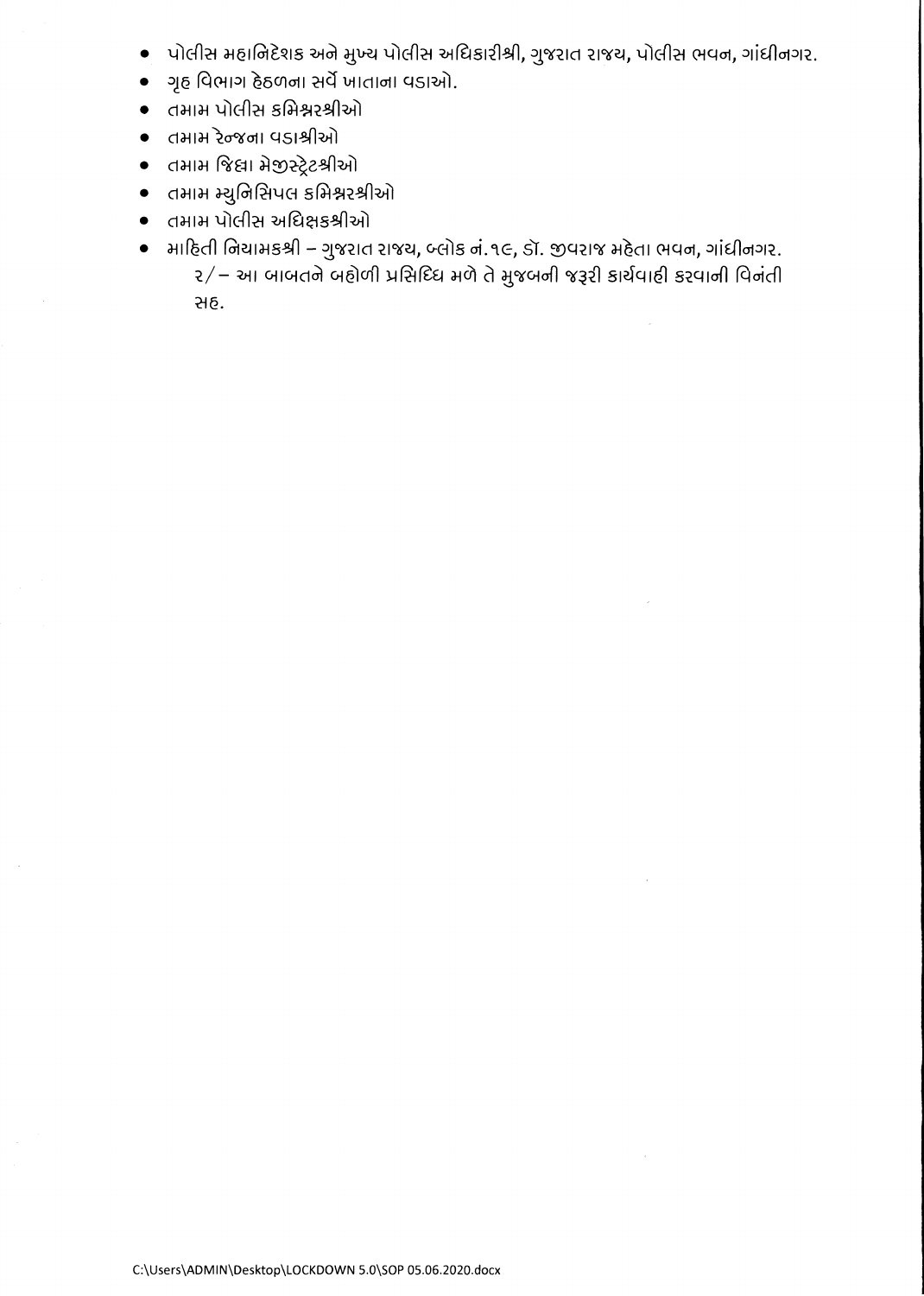- પોલીસ મહાનિદેશક અને મુખ્ય પોલીસ અધિકારીશ્રી, ગુજરાત રાજ્ય, પોલીસ ભવન, ગાંધીનગર.
- ગૃહ વિભાગ હેઠળના સર્વે ખાતાના વડાઓ.
- તમામ પોલીસ કમિશ્નરશ્રીઓ
- તમામ રેન્જના વડાશ્રીઓ
- તમામ જિલ્લા મેજીસ્ટ્રેટશ્રીઓ
- તમામ મ્યુનિસિપલ કમિશ્નરશ્રીઓ
- તમામ પોલીસ અધિક્ષકશ્રીઓ
- માહિતી નિયામકશ્રી – ગુજરાત રાજ્ય, બ્લોક નં.૧૯, ડૉ. જીવરાજ મહેતા ભવન, ગાંધીનગર.
  ૨/– આ બાબતને બહોળી પ્રસિધ્ધિ મળે તે મુજબની જરૂરી કાર્યવાહી કરવાની વિનંતી સહ.

C:\Users\ADMIN\Desktop\LOCKDOWN 5.0\SOP 05.06.2020.docx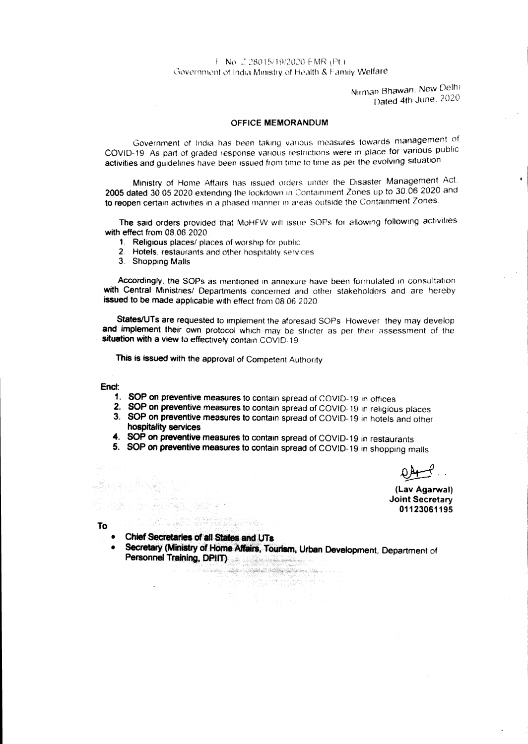F. No. Z.28015/19/2020-EMR (Pt.)
Government of India Ministry of Health & Family Welfare

Nirman Bhawan, New Delhi
Dated 4th June, 2020

## OFFICE MEMORANDUM

Government of India has been taking various measures towards management of COVID-19. As part of graded response various restrictions were in place for various public activities and guidelines have been issued from time to time as per the evolving situation.

Ministry of Home Affairs has issued orders under the Disaster Management Act, 2005 dated 30.05.2020 extending the lockdown in Containment Zones up to 30.06.2020 and to reopen certain activities in a phased manner in areas outside the Containment Zones.

The said orders provided that MoHFW will issue SOPs for allowing following activities with effect from 08.06.2020:

1. Religious places/ places of worship for public
2. Hotels, restaurants and other hospitality services
3. Shopping Malls

Accordingly, the SOPs as mentioned in annexure have been formulated in consultation with Central Ministries/ Departments concerned and other stakeholders and are hereby issued to be made applicable with effect from 08.06.2020.

States/UTs are requested to implement the aforesaid SOPs. However, they may develop and implement their own protocol which may be stricter as per their assessment of the situation with a view to effectively contain COVID-19.

This is issued with the approval of Competent Authority.

**Encl:**

1. **SOP on preventive measures to contain spread of COVID-19 in offices**
2. **SOP on preventive measures to contain spread of COVID-19 in religious places**
3. **SOP on preventive measures to contain spread of COVID-19 in hotels and other hospitality services**
4. **SOP on preventive measures to contain spread of COVID-19 in restaurants**
5. **SOP on preventive measures to contain spread of COVID-19 in shopping malls**

**(Lav Agarwal)**
**Joint Secretary**
**01123061195**

**To**

- **Chief Secretaries of all States and UTs**
- **Secretary (Ministry of Home Affairs, Tourism, Urban Development, Department of Personnel Training, DPIIT)**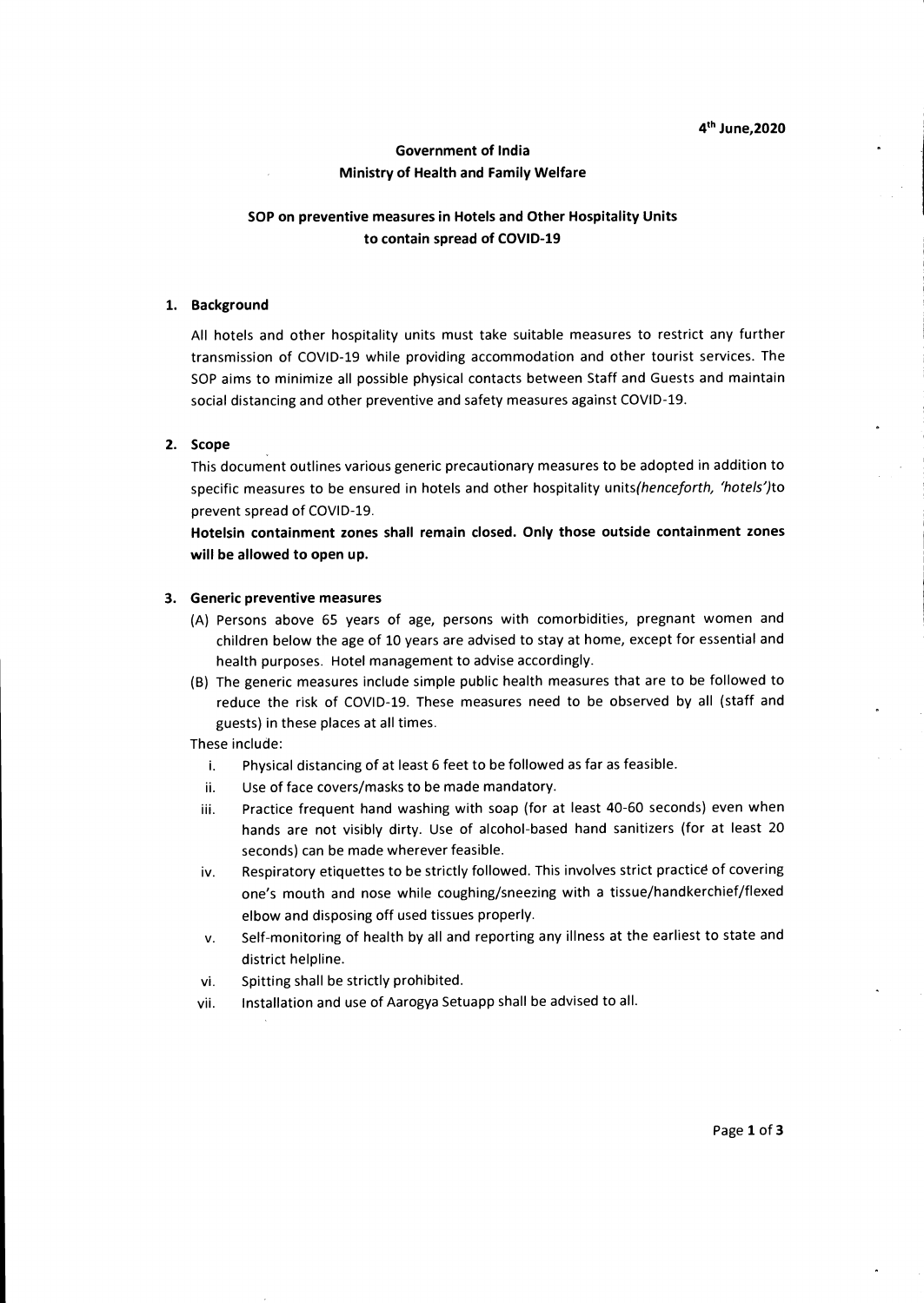4th June,2020

**Government of India**
**Ministry of Health and Family Welfare**

## SOP on preventive measures in Hotels and Other Hospitality Units to contain spread of COVID-19

### 1. Background

All hotels and other hospitality units must take suitable measures to restrict any further transmission of COVID-19 while providing accommodation and other tourist services. The SOP aims to minimize all possible physical contacts between Staff and Guests and maintain social distancing and other preventive and safety measures against COVID-19.

### 2. Scope

This document outlines various generic precautionary measures to be adopted in addition to specific measures to be ensured in hotels and other hospitality units*(henceforth, 'hotels')*to prevent spread of COVID-19.

**Hotelsin containment zones shall remain closed. Only those outside containment zones will be allowed to open up.**

### 3. Generic preventive measures

(A) Persons above 65 years of age, persons with comorbidities, pregnant women and children below the age of 10 years are advised to stay at home, except for essential and health purposes. Hotel management to advise accordingly.

(B) The generic measures include simple public health measures that are to be followed to reduce the risk of COVID-19. These measures need to be observed by all (staff and guests) in these places at all times.

These include:

i. Physical distancing of at least 6 feet to be followed as far as feasible.

ii. Use of face covers/masks to be made mandatory.

iii. Practice frequent hand washing with soap (for at least 40-60 seconds) even when hands are not visibly dirty. Use of alcohol-based hand sanitizers (for at least 20 seconds) can be made wherever feasible.

iv. Respiratory etiquettes to be strictly followed. This involves strict practice of covering one's mouth and nose while coughing/sneezing with a tissue/handkerchief/flexed elbow and disposing off used tissues properly.

v. Self-monitoring of health by all and reporting any illness at the earliest to state and district helpline.

vi. Spitting shall be strictly prohibited.

vii. Installation and use of Aarogya Setuapp shall be advised to all.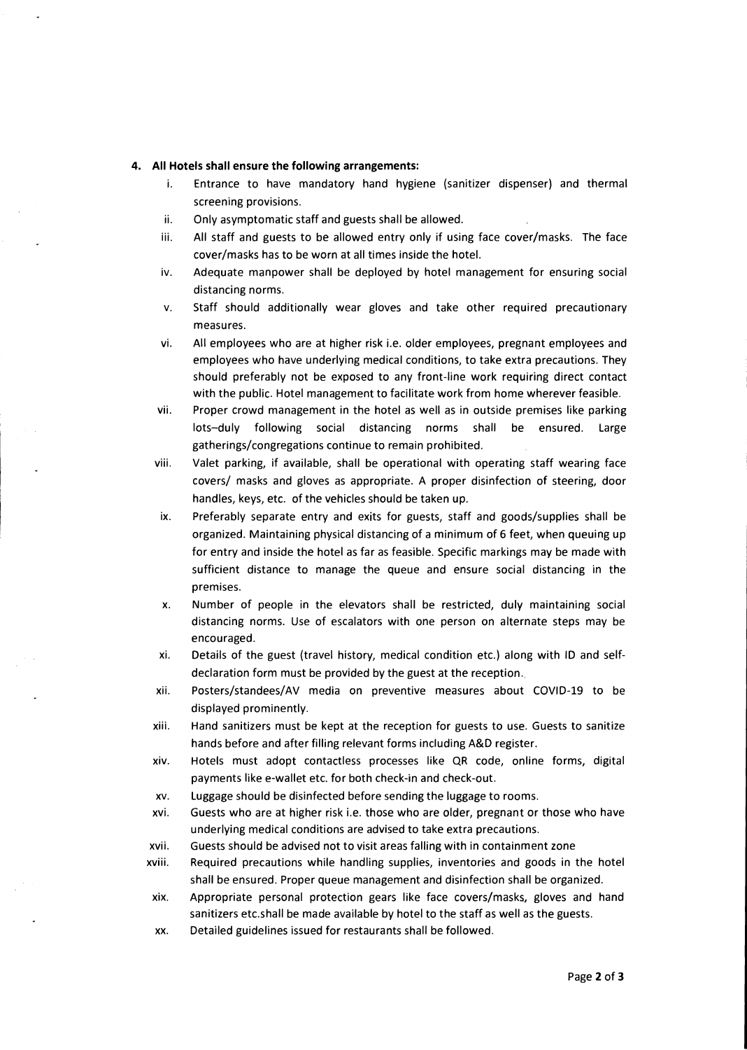**4. All Hotels shall ensure the following arrangements:**

i. Entrance to have mandatory hand hygiene (sanitizer dispenser) and thermal screening provisions.

ii. Only asymptomatic staff and guests shall be allowed.

iii. All staff and guests to be allowed entry only if using face cover/masks. The face cover/masks has to be worn at all times inside the hotel.

iv. Adequate manpower shall be deployed by hotel management for ensuring social distancing norms.

v. Staff should additionally wear gloves and take other required precautionary measures.

vi. All employees who are at higher risk i.e. older employees, pregnant employees and employees who have underlying medical conditions, to take extra precautions. They should preferably not be exposed to any front-line work requiring direct contact with the public. Hotel management to facilitate work from home wherever feasible.

vii. Proper crowd management in the hotel as well as in outside premises like parking lots–duly following social distancing norms shall be ensured. Large gatherings/congregations continue to remain prohibited.

viii. Valet parking, if available, shall be operational with operating staff wearing face covers/ masks and gloves as appropriate. A proper disinfection of steering, door handles, keys, etc. of the vehicles should be taken up.

ix. Preferably separate entry and exits for guests, staff and goods/supplies shall be organized. Maintaining physical distancing of a minimum of 6 feet, when queuing up for entry and inside the hotel as far as feasible. Specific markings may be made with sufficient distance to manage the queue and ensure social distancing in the premises.

x. Number of people in the elevators shall be restricted, duly maintaining social distancing norms. Use of escalators with one person on alternate steps may be encouraged.

xi. Details of the guest (travel history, medical condition etc.) along with ID and self-declaration form must be provided by the guest at the reception.

xii. Posters/standees/AV media on preventive measures about COVID-19 to be displayed prominently.

xiii. Hand sanitizers must be kept at the reception for guests to use. Guests to sanitize hands before and after filling relevant forms including A&D register.

xiv. Hotels must adopt contactless processes like QR code, online forms, digital payments like e-wallet etc. for both check-in and check-out.

xv. Luggage should be disinfected before sending the luggage to rooms.

xvi. Guests who are at higher risk i.e. those who are older, pregnant or those who have underlying medical conditions are advised to take extra precautions.

xvii. Guests should be advised not to visit areas falling with in containment zone

xviii. Required precautions while handling supplies, inventories and goods in the hotel shall be ensured. Proper queue management and disinfection shall be organized.

xix. Appropriate personal protection gears like face covers/masks, gloves and hand sanitizers etc.shall be made available by hotel to the staff as well as the guests.

xx. Detailed guidelines issued for restaurants shall be followed.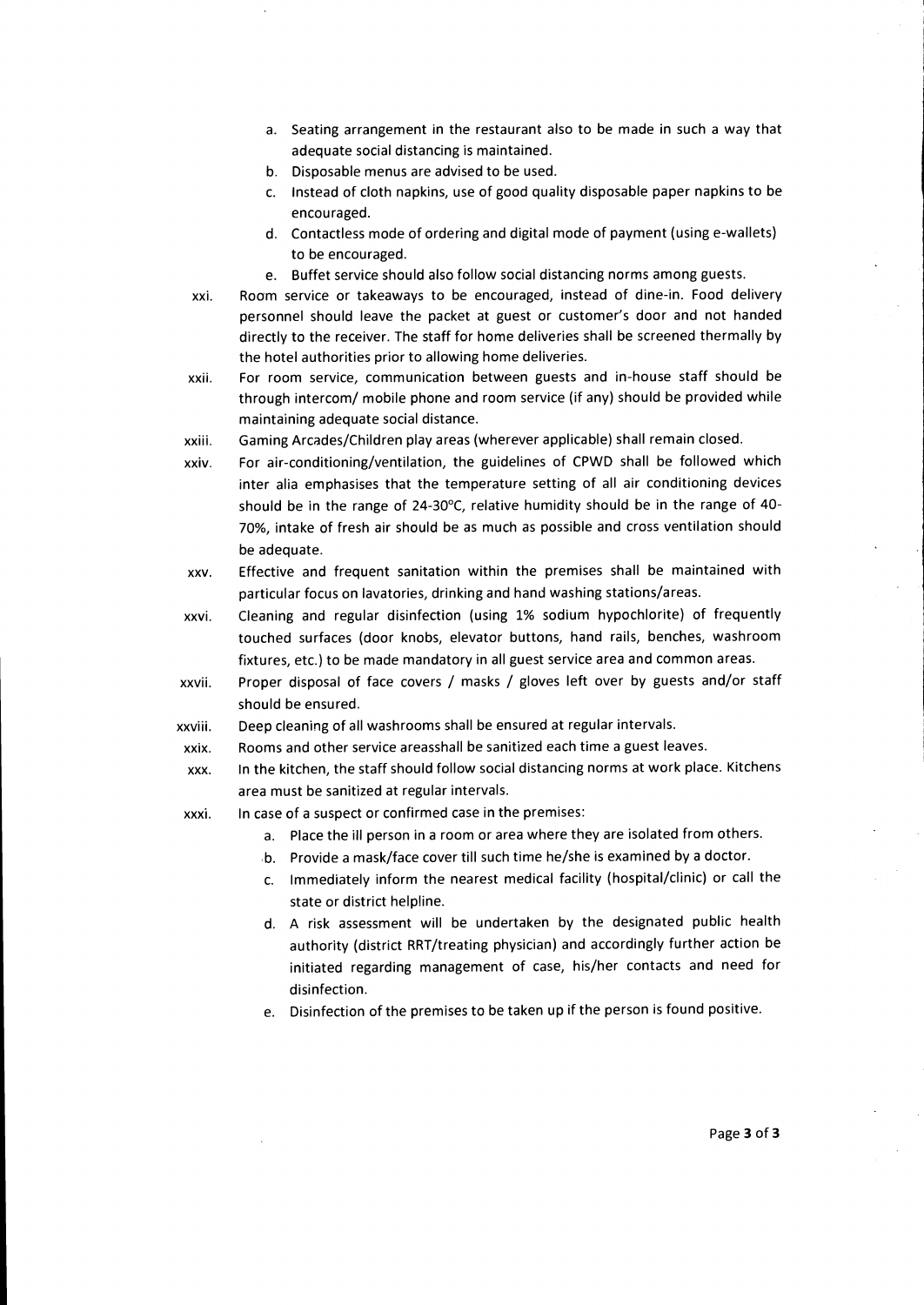a. Seating arrangement in the restaurant also to be made in such a way that adequate social distancing is maintained.
b. Disposable menus are advised to be used.
c. Instead of cloth napkins, use of good quality disposable paper napkins to be encouraged.
d. Contactless mode of ordering and digital mode of payment (using e-wallets) to be encouraged.
e. Buffet service should also follow social distancing norms among guests.

xxi. Room service or takeaways to be encouraged, instead of dine-in. Food delivery personnel should leave the packet at guest or customer's door and not handed directly to the receiver. The staff for home deliveries shall be screened thermally by the hotel authorities prior to allowing home deliveries.

xxii. For room service, communication between guests and in-house staff should be through intercom/ mobile phone and room service (if any) should be provided while maintaining adequate social distance.

xxiii. Gaming Arcades/Children play areas (wherever applicable) shall remain closed.

xxiv. For air-conditioning/ventilation, the guidelines of CPWD shall be followed which inter alia emphasises that the temperature setting of all air conditioning devices should be in the range of 24-30°C, relative humidity should be in the range of 40-70%, intake of fresh air should be as much as possible and cross ventilation should be adequate.

xxv. Effective and frequent sanitation within the premises shall be maintained with particular focus on lavatories, drinking and hand washing stations/areas.

xxvi. Cleaning and regular disinfection (using 1% sodium hypochlorite) of frequently touched surfaces (door knobs, elevator buttons, hand rails, benches, washroom fixtures, etc.) to be made mandatory in all guest service area and common areas.

xxvii. Proper disposal of face covers / masks / gloves left over by guests and/or staff should be ensured.

xxviii. Deep cleaning of all washrooms shall be ensured at regular intervals.

xxix. Rooms and other service areasshall be sanitized each time a guest leaves.

xxx. In the kitchen, the staff should follow social distancing norms at work place. Kitchens area must be sanitized at regular intervals.

xxxi. In case of a suspect or confirmed case in the premises:

a. Place the ill person in a room or area where they are isolated from others.
b. Provide a mask/face cover till such time he/she is examined by a doctor.
c. Immediately inform the nearest medical facility (hospital/clinic) or call the state or district helpline.
d. A risk assessment will be undertaken by the designated public health authority (district RRT/treating physician) and accordingly further action be initiated regarding management of case, his/her contacts and need for disinfection.
e. Disinfection of the premises to be taken up if the person is found positive.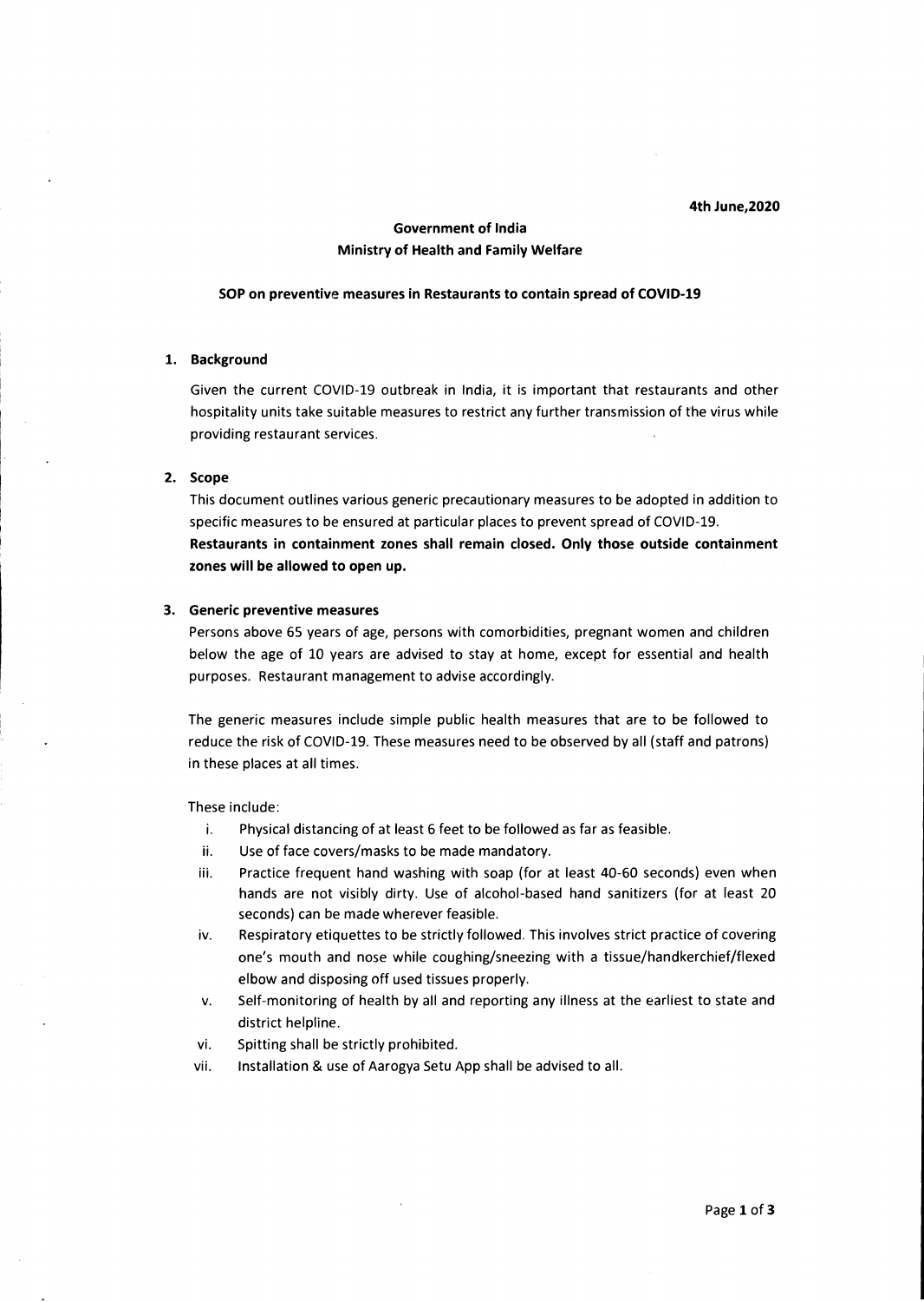**4th June,2020**

**Government of India**
**Ministry of Health and Family Welfare**

**SOP on preventive measures in Restaurants to contain spread of COVID-19**

1. **Background**

   Given the current COVID-19 outbreak in India, it is important that restaurants and other hospitality units take suitable measures to restrict any further transmission of the virus while providing restaurant services.

2. **Scope**

   This document outlines various generic precautionary measures to be adopted in addition to specific measures to be ensured at particular places to prevent spread of COVID-19.
   **Restaurants in containment zones shall remain closed. Only those outside containment zones will be allowed to open up.**

3. **Generic preventive measures**

   Persons above 65 years of age, persons with comorbidities, pregnant women and children below the age of 10 years are advised to stay at home, except for essential and health purposes. Restaurant management to advise accordingly.

   The generic measures include simple public health measures that are to be followed to reduce the risk of COVID-19. These measures need to be observed by all (staff and patrons) in these places at all times.

   These include:

   i. Physical distancing of at least 6 feet to be followed as far as feasible.
   ii. Use of face covers/masks to be made mandatory.
   iii. Practice frequent hand washing with soap (for at least 40-60 seconds) even when hands are not visibly dirty. Use of alcohol-based hand sanitizers (for at least 20 seconds) can be made wherever feasible.
   iv. Respiratory etiquettes to be strictly followed. This involves strict practice of covering one's mouth and nose while coughing/sneezing with a tissue/handkerchief/flexed elbow and disposing off used tissues properly.
   v. Self-monitoring of health by all and reporting any illness at the earliest to state and district helpline.
   vi. Spitting shall be strictly prohibited.
   vii. Installation & use of Aarogya Setu App shall be advised to all.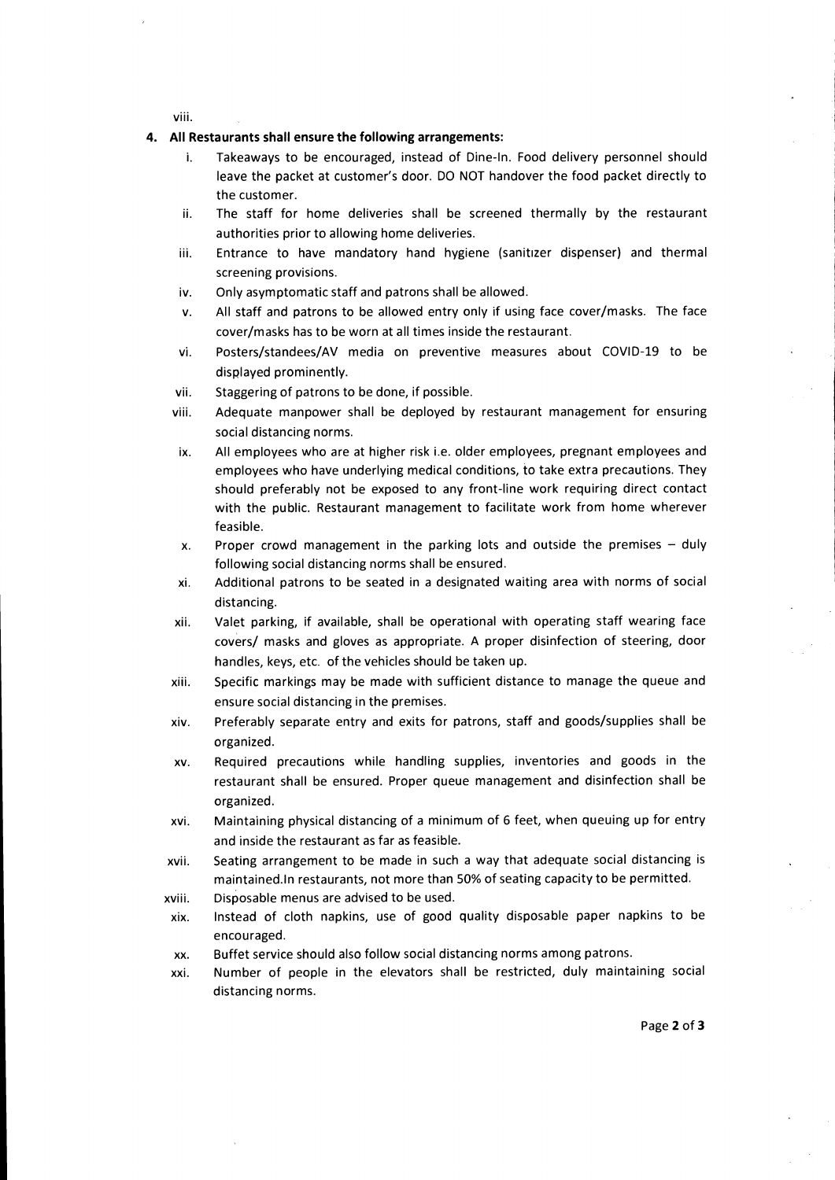viii.

4. **All Restaurants shall ensure the following arrangements:**

   i. Takeaways to be encouraged, instead of Dine-In. Food delivery personnel should leave the packet at customer's door. DO NOT handover the food packet directly to the customer.

   ii. The staff for home deliveries shall be screened thermally by the restaurant authorities prior to allowing home deliveries.

   iii. Entrance to have mandatory hand hygiene (sanitizer dispenser) and thermal screening provisions.

   iv. Only asymptomatic staff and patrons shall be allowed.

   v. All staff and patrons to be allowed entry only if using face cover/masks. The face cover/masks has to be worn at all times inside the restaurant.

   vi. Posters/standees/AV media on preventive measures about COVID-19 to be displayed prominently.

   vii. Staggering of patrons to be done, if possible.

   viii. Adequate manpower shall be deployed by restaurant management for ensuring social distancing norms.

   ix. All employees who are at higher risk i.e. older employees, pregnant employees and employees who have underlying medical conditions, to take extra precautions. They should preferably not be exposed to any front-line work requiring direct contact with the public. Restaurant management to facilitate work from home wherever feasible.

   x. Proper crowd management in the parking lots and outside the premises – duly following social distancing norms shall be ensured.

   xi. Additional patrons to be seated in a designated waiting area with norms of social distancing.

   xii. Valet parking, if available, shall be operational with operating staff wearing face covers/ masks and gloves as appropriate. A proper disinfection of steering, door handles, keys, etc. of the vehicles should be taken up.

   xiii. Specific markings may be made with sufficient distance to manage the queue and ensure social distancing in the premises.

   xiv. Preferably separate entry and exits for patrons, staff and goods/supplies shall be organized.

   xv. Required precautions while handling supplies, inventories and goods in the restaurant shall be ensured. Proper queue management and disinfection shall be organized.

   xvi. Maintaining physical distancing of a minimum of 6 feet, when queuing up for entry and inside the restaurant as far as feasible.

   xvii. Seating arrangement to be made in such a way that adequate social distancing is maintained.In restaurants, not more than 50% of seating capacity to be permitted.

   xviii. Disposable menus are advised to be used.

   xix. Instead of cloth napkins, use of good quality disposable paper napkins to be encouraged.

   xx. Buffet service should also follow social distancing norms among patrons.

   xxi. Number of people in the elevators shall be restricted, duly maintaining social distancing norms.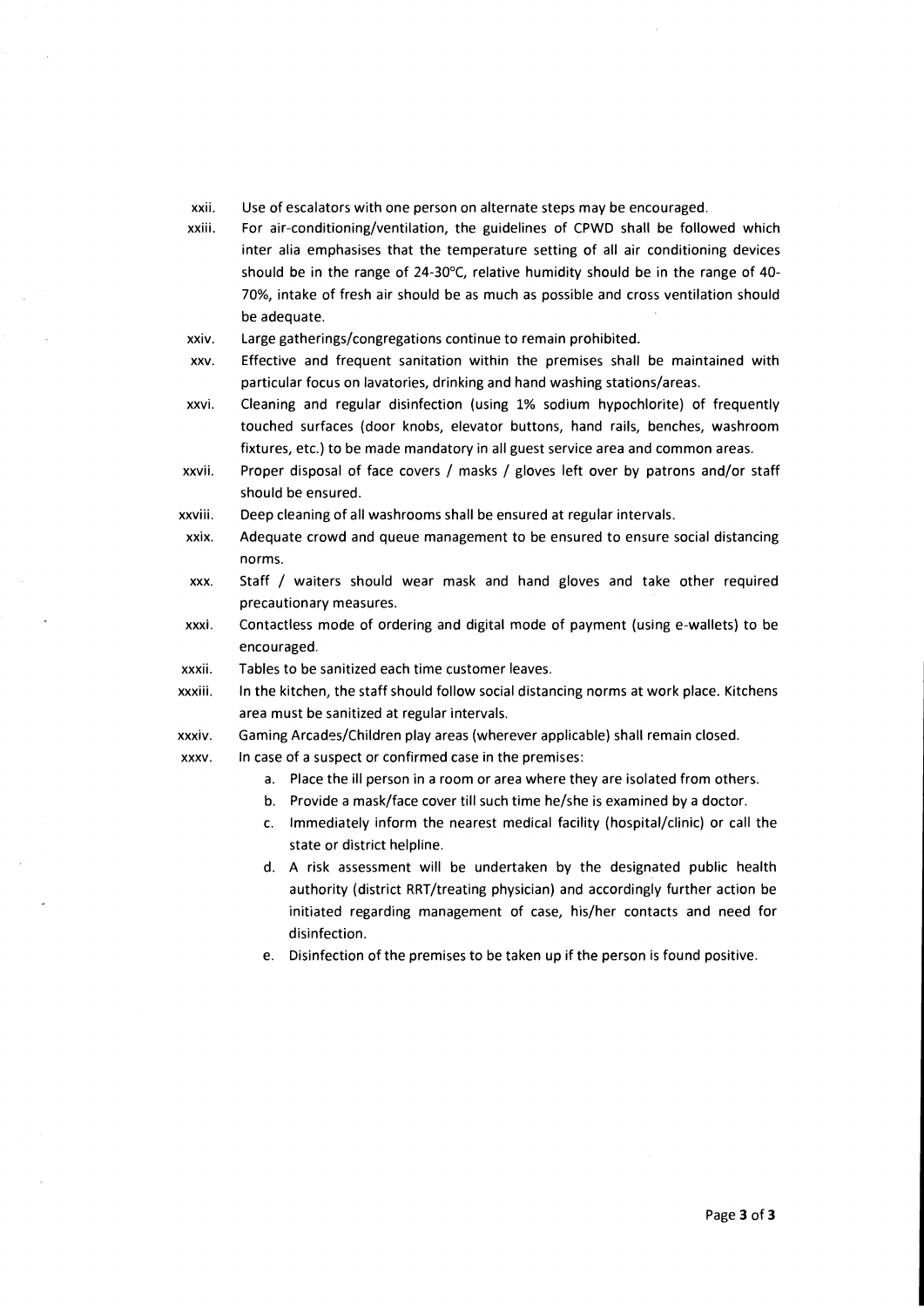xxii. Use of escalators with one person on alternate steps may be encouraged.

xxiii. For air-conditioning/ventilation, the guidelines of CPWD shall be followed which inter alia emphasises that the temperature setting of all air conditioning devices should be in the range of 24-30°C, relative humidity should be in the range of 40-70%, intake of fresh air should be as much as possible and cross ventilation should be adequate.

xxiv. Large gatherings/congregations continue to remain prohibited.

xxv. Effective and frequent sanitation within the premises shall be maintained with particular focus on lavatories, drinking and hand washing stations/areas.

xxvi. Cleaning and regular disinfection (using 1% sodium hypochlorite) of frequently touched surfaces (door knobs, elevator buttons, hand rails, benches, washroom fixtures, etc.) to be made mandatory in all guest service area and common areas.

xxvii. Proper disposal of face covers / masks / gloves left over by patrons and/or staff should be ensured.

xxviii. Deep cleaning of all washrooms shall be ensured at regular intervals.

xxix. Adequate crowd and queue management to be ensured to ensure social distancing norms.

xxx. Staff / waiters should wear mask and hand gloves and take other required precautionary measures.

xxxi. Contactless mode of ordering and digital mode of payment (using e-wallets) to be encouraged.

xxxii. Tables to be sanitized each time customer leaves.

xxxiii. In the kitchen, the staff should follow social distancing norms at work place. Kitchens area must be sanitized at regular intervals.

xxxiv. Gaming Arcades/Children play areas (wherever applicable) shall remain closed.

xxxv. In case of a suspect or confirmed case in the premises:

   a. Place the ill person in a room or area where they are isolated from others.
   b. Provide a mask/face cover till such time he/she is examined by a doctor.
   c. Immediately inform the nearest medical facility (hospital/clinic) or call the state or district helpline.
   d. A risk assessment will be undertaken by the designated public health authority (district RRT/treating physician) and accordingly further action be initiated regarding management of case, his/her contacts and need for disinfection.
   e. Disinfection of the premises to be taken up if the person is found positive.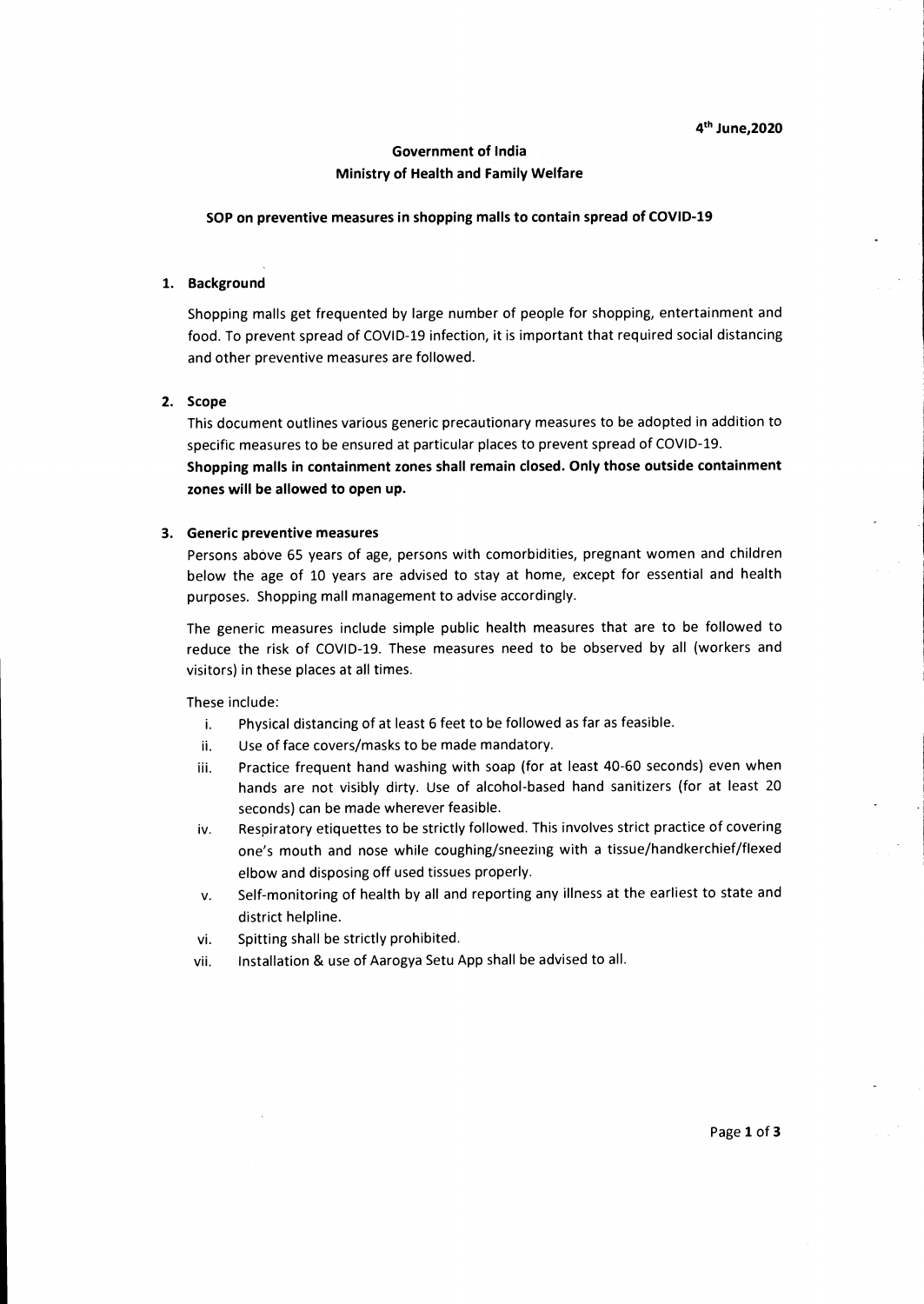4th June,2020

**Government of India**
**Ministry of Health and Family Welfare**

**SOP on preventive measures in shopping malls to contain spread of COVID-19**

1. **Background**

   Shopping malls get frequented by large number of people for shopping, entertainment and food. To prevent spread of COVID-19 infection, it is important that required social distancing and other preventive measures are followed.

2. **Scope**

   This document outlines various generic precautionary measures to be adopted in addition to specific measures to be ensured at particular places to prevent spread of COVID-19.

   **Shopping malls in containment zones shall remain closed. Only those outside containment zones will be allowed to open up.**

3. **Generic preventive measures**

   Persons above 65 years of age, persons with comorbidities, pregnant women and children below the age of 10 years are advised to stay at home, except for essential and health purposes. Shopping mall management to advise accordingly.

   The generic measures include simple public health measures that are to be followed to reduce the risk of COVID-19. These measures need to be observed by all (workers and visitors) in these places at all times.

   These include:

   i. Physical distancing of at least 6 feet to be followed as far as feasible.
   ii. Use of face covers/masks to be made mandatory.
   iii. Practice frequent hand washing with soap (for at least 40-60 seconds) even when hands are not visibly dirty. Use of alcohol-based hand sanitizers (for at least 20 seconds) can be made wherever feasible.
   iv. Respiratory etiquettes to be strictly followed. This involves strict practice of covering one's mouth and nose while coughing/sneezing with a tissue/handkerchief/flexed elbow and disposing off used tissues properly.
   v. Self-monitoring of health by all and reporting any illness at the earliest to state and district helpline.
   vi. Spitting shall be strictly prohibited.
   vii. Installation & use of Aarogya Setu App shall be advised to all.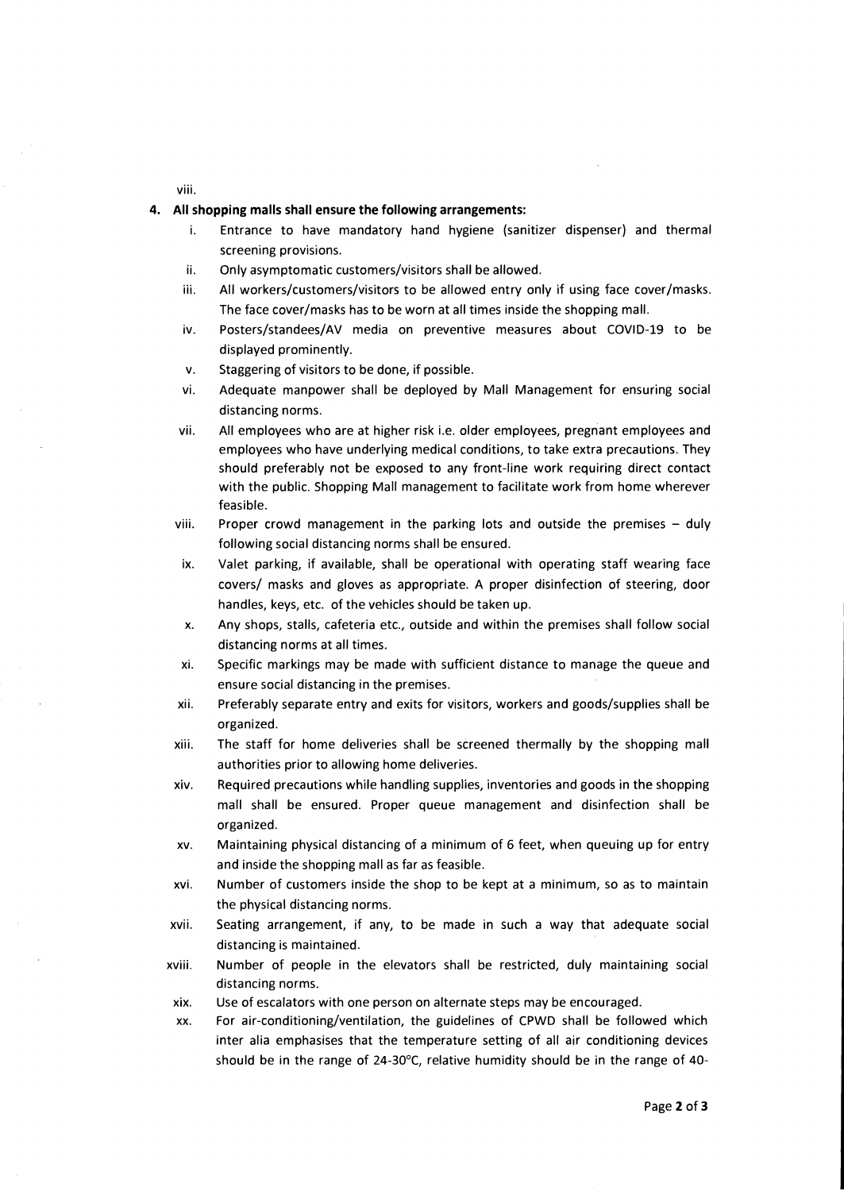viii.

**4. All shopping malls shall ensure the following arrangements:**

i. Entrance to have mandatory hand hygiene (sanitizer dispenser) and thermal screening provisions.

ii. Only asymptomatic customers/visitors shall be allowed.

iii. All workers/customers/visitors to be allowed entry only if using face cover/masks. The face cover/masks has to be worn at all times inside the shopping mall.

iv. Posters/standees/AV media on preventive measures about COVID-19 to be displayed prominently.

v. Staggering of visitors to be done, if possible.

vi. Adequate manpower shall be deployed by Mall Management for ensuring social distancing norms.

vii. All employees who are at higher risk i.e. older employees, pregnant employees and employees who have underlying medical conditions, to take extra precautions. They should preferably not be exposed to any front-line work requiring direct contact with the public. Shopping Mall management to facilitate work from home wherever feasible.

viii. Proper crowd management in the parking lots and outside the premises – duly following social distancing norms shall be ensured.

ix. Valet parking, if available, shall be operational with operating staff wearing face covers/ masks and gloves as appropriate. A proper disinfection of steering, door handles, keys, etc. of the vehicles should be taken up.

x. Any shops, stalls, cafeteria etc., outside and within the premises shall follow social distancing norms at all times.

xi. Specific markings may be made with sufficient distance to manage the queue and ensure social distancing in the premises.

xii. Preferably separate entry and exits for visitors, workers and goods/supplies shall be organized.

xiii. The staff for home deliveries shall be screened thermally by the shopping mall authorities prior to allowing home deliveries.

xiv. Required precautions while handling supplies, inventories and goods in the shopping mall shall be ensured. Proper queue management and disinfection shall be organized.

xv. Maintaining physical distancing of a minimum of 6 feet, when queuing up for entry and inside the shopping mall as far as feasible.

xvi. Number of customers inside the shop to be kept at a minimum, so as to maintain the physical distancing norms.

xvii. Seating arrangement, if any, to be made in such a way that adequate social distancing is maintained.

xviii. Number of people in the elevators shall be restricted, duly maintaining social distancing norms.

xix. Use of escalators with one person on alternate steps may be encouraged.

xx. For air-conditioning/ventilation, the guidelines of CPWD shall be followed which inter alia emphasises that the temperature setting of all air conditioning devices should be in the range of 24-30°C, relative humidity should be in the range of 40-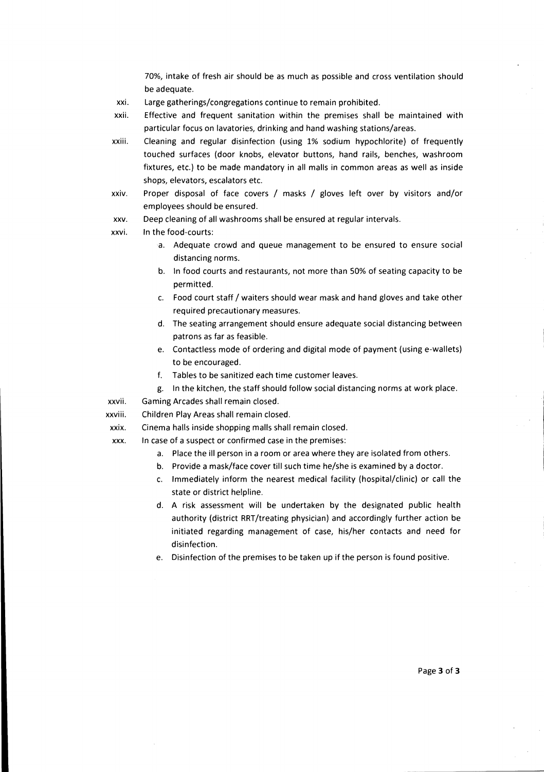70%, intake of fresh air should be as much as possible and cross ventilation should be adequate.

xxi. Large gatherings/congregations continue to remain prohibited.

xxii. Effective and frequent sanitation within the premises shall be maintained with particular focus on lavatories, drinking and hand washing stations/areas.

xxiii. Cleaning and regular disinfection (using 1% sodium hypochlorite) of frequently touched surfaces (door knobs, elevator buttons, hand rails, benches, washroom fixtures, etc.) to be made mandatory in all malls in common areas as well as inside shops, elevators, escalators etc.

xxiv. Proper disposal of face covers / masks / gloves left over by visitors and/or employees should be ensured.

xxv. Deep cleaning of all washrooms shall be ensured at regular intervals.

xxvi. In the food-courts:

   a. Adequate crowd and queue management to be ensured to ensure social distancing norms.
   b. In food courts and restaurants, not more than 50% of seating capacity to be permitted.
   c. Food court staff / waiters should wear mask and hand gloves and take other required precautionary measures.
   d. The seating arrangement should ensure adequate social distancing between patrons as far as feasible.
   e. Contactless mode of ordering and digital mode of payment (using e-wallets) to be encouraged.
   f. Tables to be sanitized each time customer leaves.
   g. In the kitchen, the staff should follow social distancing norms at work place.

xxvii. Gaming Arcades shall remain closed.

xxviii. Children Play Areas shall remain closed.

xxix. Cinema halls inside shopping malls shall remain closed.

xxx. In case of a suspect or confirmed case in the premises:

   a. Place the ill person in a room or area where they are isolated from others.
   b. Provide a mask/face cover till such time he/she is examined by a doctor.
   c. Immediately inform the nearest medical facility (hospital/clinic) or call the state or district helpline.
   d. A risk assessment will be undertaken by the designated public health authority (district RRT/treating physician) and accordingly further action be initiated regarding management of case, his/her contacts and need for disinfection.
   e. Disinfection of the premises to be taken up if the person is found positive.